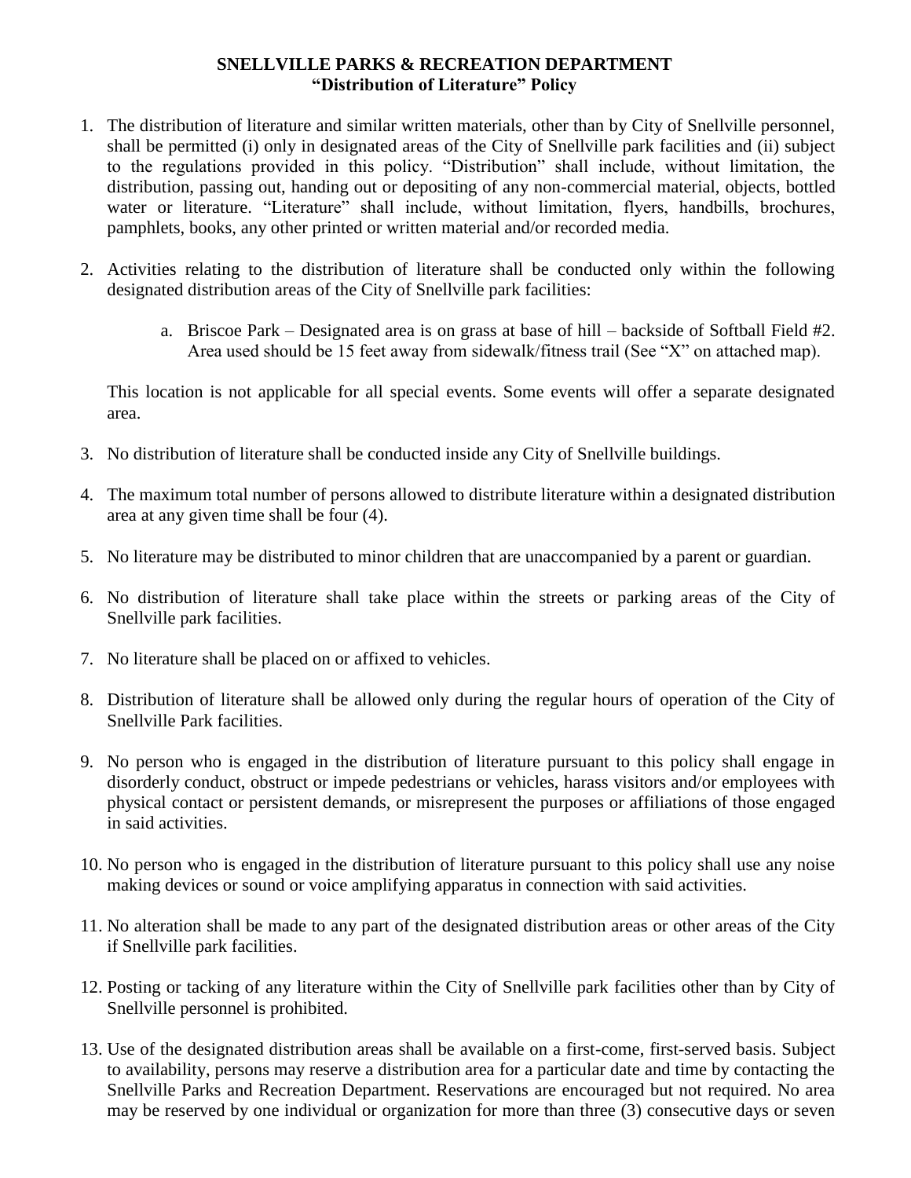# SNELLVILLE PARKS & RECREATION DEPARTMENT
## "Distribution of Literature" Policy

1. The distribution of literature and similar written materials, other than by City of Snellville personnel, shall be permitted (i) only in designated areas of the City of Snellville park facilities and (ii) subject to the regulations provided in this policy. "Distribution" shall include, without limitation, the distribution, passing out, handing out or depositing of any non-commercial material, objects, bottled water or literature. "Literature" shall include, without limitation, flyers, handbills, brochures, pamphlets, books, any other printed or written material and/or recorded media.

2. Activities relating to the distribution of literature shall be conducted only within the following designated distribution areas of the City of Snellville park facilities:

   a. Briscoe Park – Designated area is on grass at base of hill – backside of Softball Field #2. Area used should be 15 feet away from sidewalk/fitness trail (See "X" on attached map).

   This location is not applicable for all special events. Some events will offer a separate designated area.

3. No distribution of literature shall be conducted inside any City of Snellville buildings.

4. The maximum total number of persons allowed to distribute literature within a designated distribution area at any given time shall be four (4).

5. No literature may be distributed to minor children that are unaccompanied by a parent or guardian.

6. No distribution of literature shall take place within the streets or parking areas of the City of Snellville park facilities.

7. No literature shall be placed on or affixed to vehicles.

8. Distribution of literature shall be allowed only during the regular hours of operation of the City of Snellville Park facilities.

9. No person who is engaged in the distribution of literature pursuant to this policy shall engage in disorderly conduct, obstruct or impede pedestrians or vehicles, harass visitors and/or employees with physical contact or persistent demands, or misrepresent the purposes or affiliations of those engaged in said activities.

10. No person who is engaged in the distribution of literature pursuant to this policy shall use any noise making devices or sound or voice amplifying apparatus in connection with said activities.

11. No alteration shall be made to any part of the designated distribution areas or other areas of the City if Snellville park facilities.

12. Posting or tacking of any literature within the City of Snellville park facilities other than by City of Snellville personnel is prohibited.

13. Use of the designated distribution areas shall be available on a first-come, first-served basis. Subject to availability, persons may reserve a distribution area for a particular date and time by contacting the Snellville Parks and Recreation Department. Reservations are encouraged but not required. No area may be reserved by one individual or organization for more than three (3) consecutive days or seven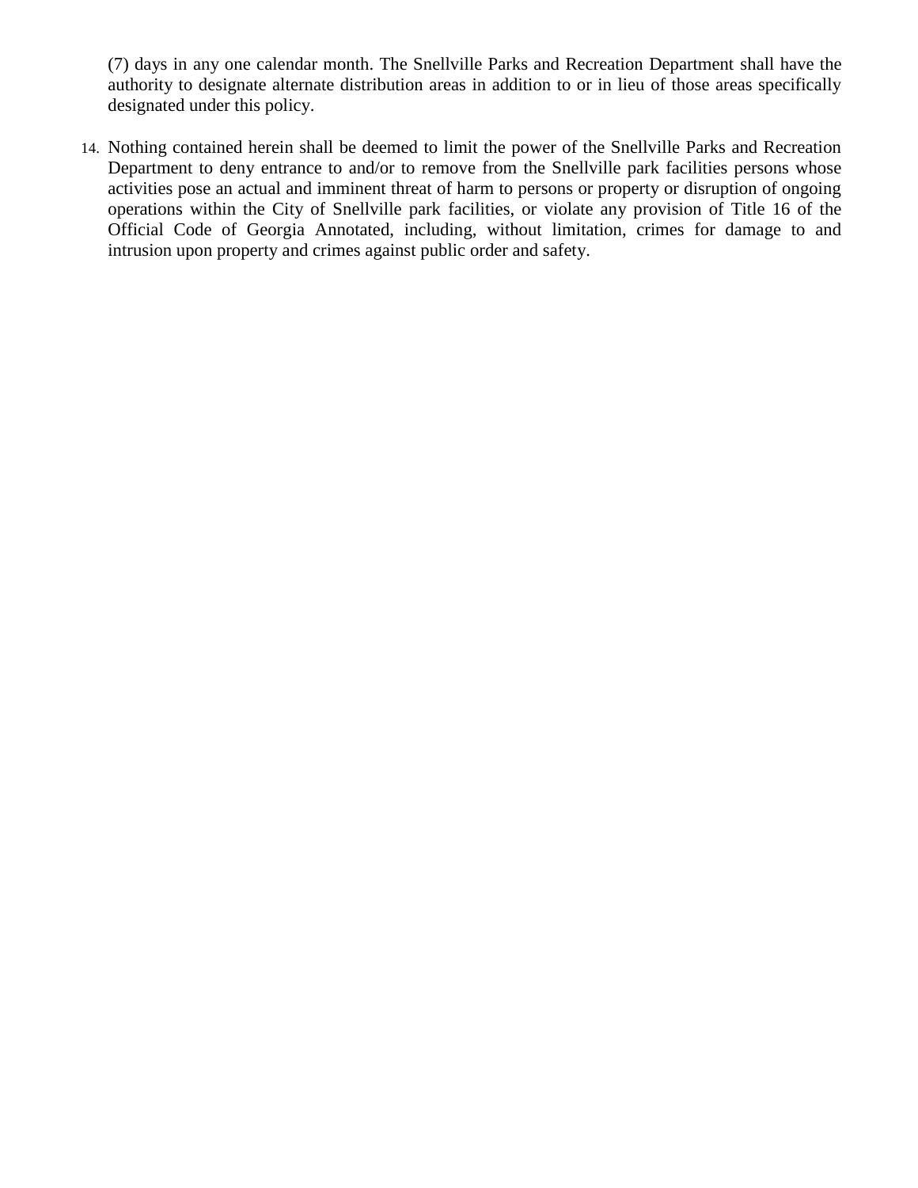(7) days in any one calendar month. The Snellville Parks and Recreation Department shall have the authority to designate alternate distribution areas in addition to or in lieu of those areas specifically designated under this policy.

14. Nothing contained herein shall be deemed to limit the power of the Snellville Parks and Recreation Department to deny entrance to and/or to remove from the Snellville park facilities persons whose activities pose an actual and imminent threat of harm to persons or property or disruption of ongoing operations within the City of Snellville park facilities, or violate any provision of Title 16 of the Official Code of Georgia Annotated, including, without limitation, crimes for damage to and intrusion upon property and crimes against public order and safety.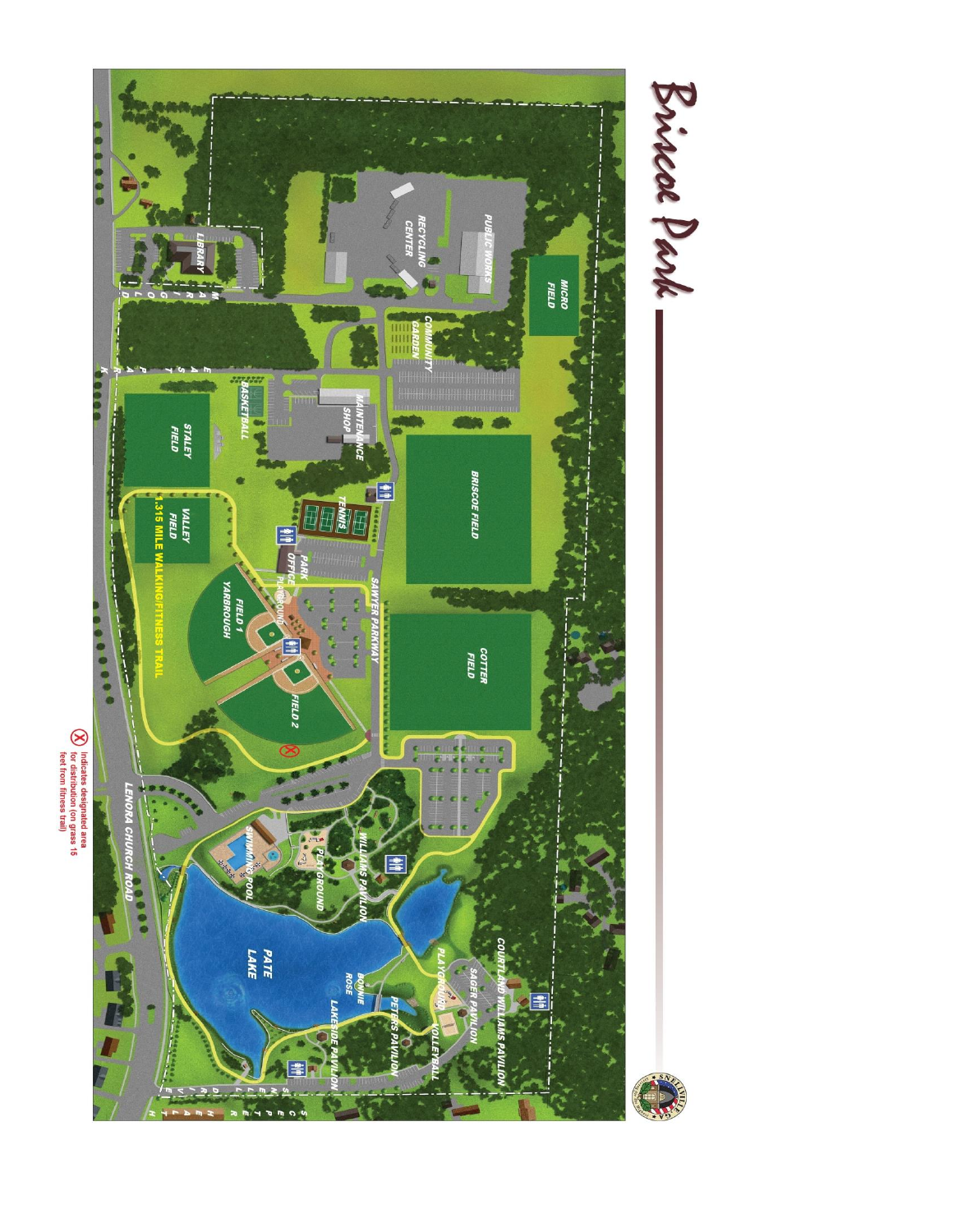# Briscoe Park

PUBLIC WORKS

RECYCLING CENTER

MICRO FIELD

LIBRARY

MAIN STREET

COMMUNITY GARDEN

MARIGOLD PARK

MAINTENANCE SHOP

BASKETBALL

STALEY FIELD

BRISCOE FIELD

TENNIS

VALLEY FIELD

1.315 MILE WALKING/FITNESS TRAIL

PARK OFFICE

PLAYGROUND

SAWYER PARKWAY

FIELD 1 YARBROUGH

FIELD 2

COTTER FIELD

LENORA CHURCH ROAD

SWIMMING POOL

PLAYGROUND

WILLIAMS PAVILION

PATE LAKE

BONNIE ROSE

PLAYGROUND

PETERS PAVILION

LAKESIDE PAVILION

VOLLEYBALL

SAGER PAVILION

COURTLAND WILLIAMS PAVILION

SHEFFIELD DRIVE

Indicates designated area for distribution (on grass 15 feet from fitness trail)